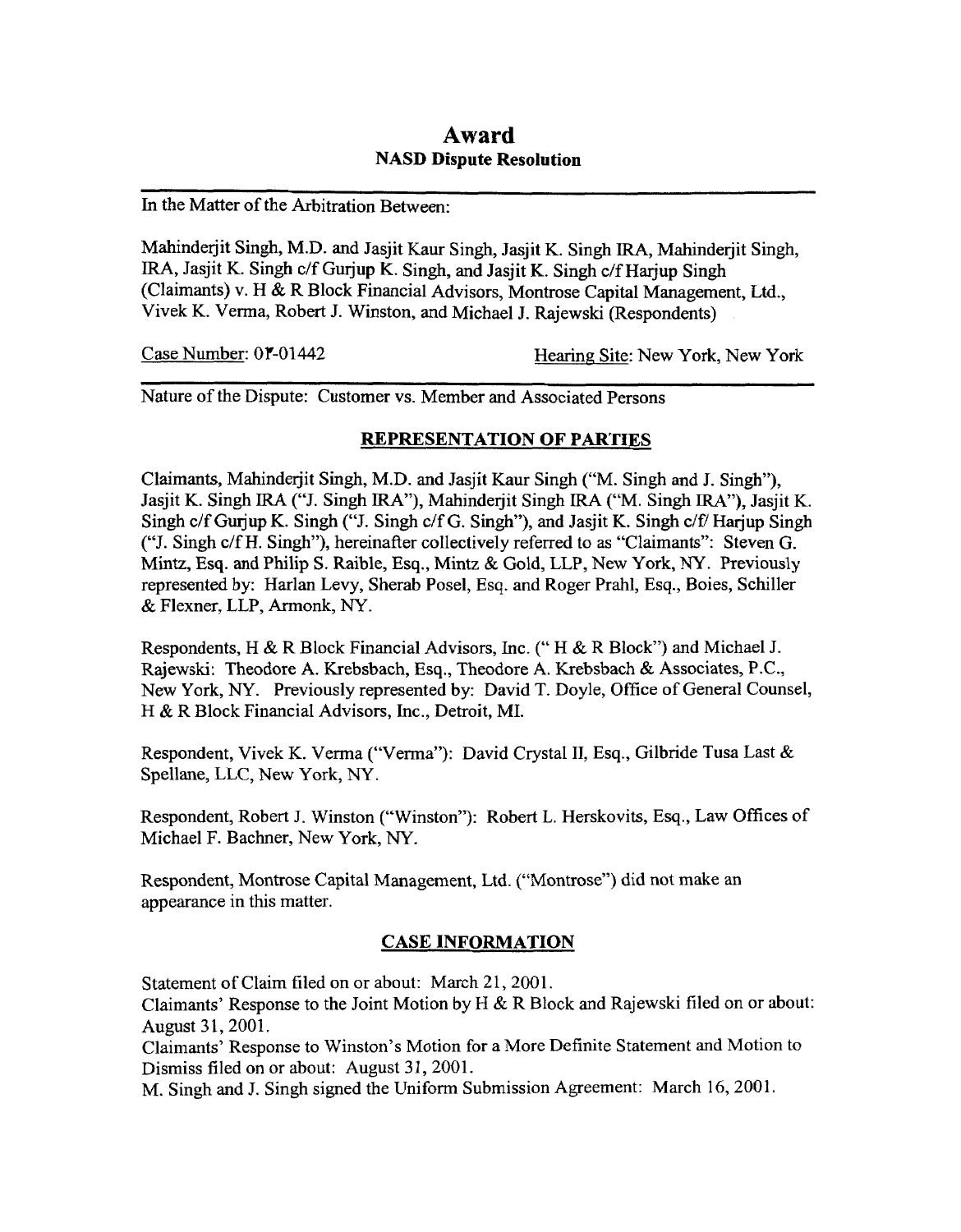# Award

## NASD Dispute Resolution

In the Matter of the Arbitration Between:

Mahinderjit Singh, M.D. and Jasjit Kaur Singh, Jasjit K. Singh IRA, Mahinderjit Singh, IRA, Jasjit K. Singh c/f Gurjup K. Singh, and Jasjit K. Singh c/f Harjup Singh (Claimants) v. H & R Block Financial Advisors, Montrose Capital Management, Ltd., Vivek K. Verma, Robert J. Winston, and Michael J. Rajewski (Respondents)

Case Number: 01-01442 Hearing Site: New York, New York

Nature of the Dispute: Customer vs. Member and Associated Persons

### REPRESENTATION OF PARTIES

Claimants, Mahinderjit Singh, M.D. and Jasjit Kaur Singh ("M. Singh and J. Singh"), Jasjit K. Singh IRA ("J. Singh IRA"), Mahinderjit Singh IRA ("M. Singh IRA"), Jasjit K. Singh c/f Gurjup K. Singh ("J. Singh c/f G. Singh"), and Jasjit K. Singh c/f/ Harjup Singh ("J. Singh c/f H. Singh"), hereinafter collectively referred to as "Claimants": Steven G. Mintz, Esq. and Philip S. Raible, Esq., Mintz & Gold, LLP, New York, NY. Previously represented by: Harlan Levy, Sherab Posel, Esq. and Roger Prahl, Esq., Boies, Schiller & Flexner, LLP, Armonk, NY.

Respondents, H & R Block Financial Advisors, Inc. (" H & R Block") and Michael J. Rajewski: Theodore A. Krebsbach, Esq., Theodore A. Krebsbach & Associates, P.C., New York, NY. Previously represented by: David T. Doyle, Office of General Counsel, H & R Block Financial Advisors, Inc., Detroit, MI.

Respondent, Vivek K. Verma ("Verma"): David Crystal II, Esq., Gilbride Tusa Last & Spellane, LLC, New York, NY.

Respondent, Robert J. Winston ("Winston"): Robert L. Herskovits, Esq., Law Offices of Michael F. Bachner, New York, NY.

Respondent, Montrose Capital Management, Ltd. ("Montrose") did not make an appearance in this matter.

### CASE INFORMATION

Statement of Claim filed on or about: March 21, 2001.

Claimants' Response to the Joint Motion by H & R Block and Rajewski filed on or about: August 31, 2001.

Claimants' Response to Winston's Motion for a More Definite Statement and Motion to Dismiss filed on or about: August 31, 2001.

M. Singh and J. Singh signed the Uniform Submission Agreement: March 16, 2001.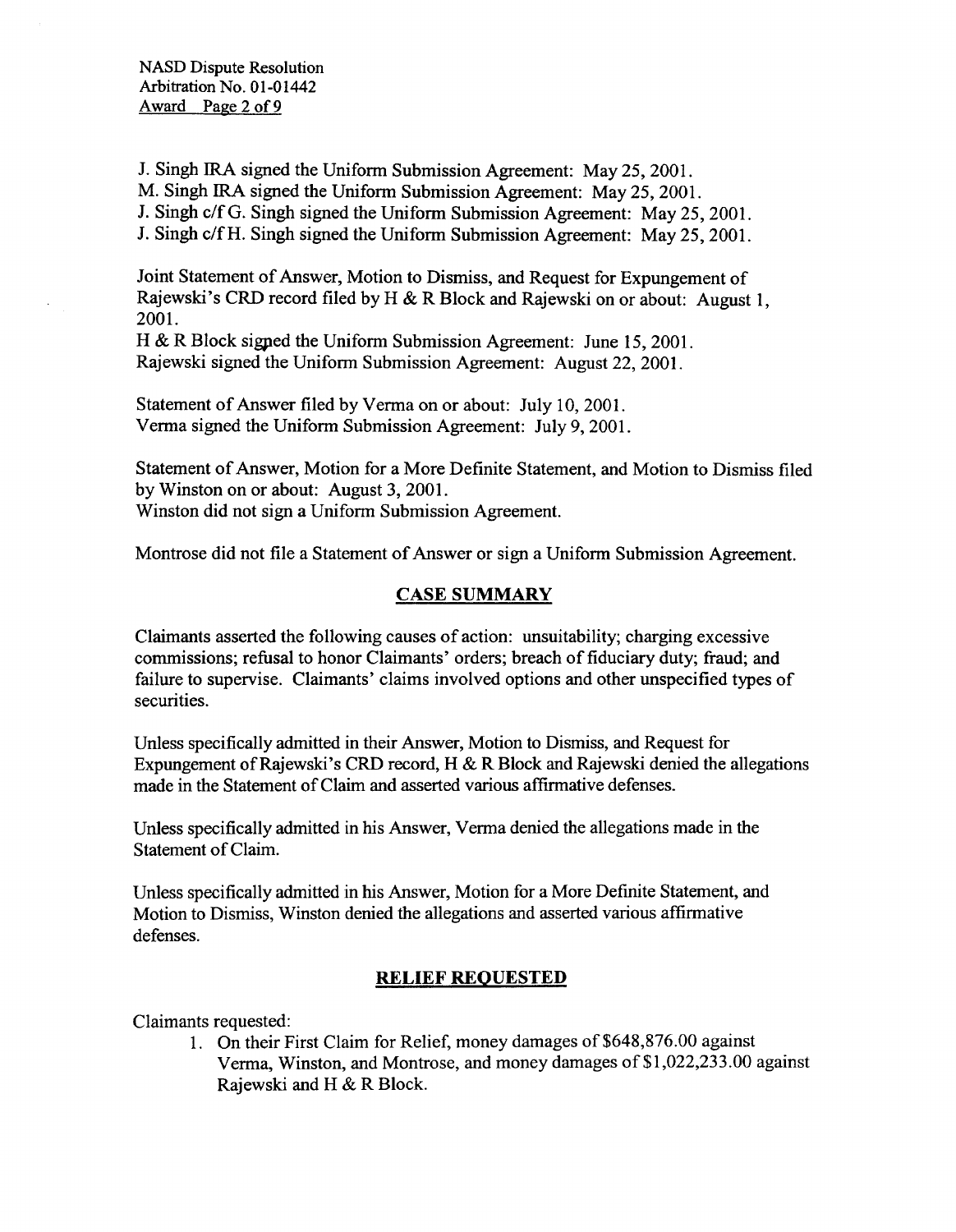J. Singh IRA signed the Uniform Submission Agreement: May 25, 2001.
M. Singh IRA signed the Uniform Submission Agreement: May 25, 2001.
J. Singh c/f G. Singh signed the Uniform Submission Agreement: May 25, 2001.
J. Singh c/f H. Singh signed the Uniform Submission Agreement: May 25, 2001.

Joint Statement of Answer, Motion to Dismiss, and Request for Expungement of Rajewski's CRD record filed by H & R Block and Rajewski on or about: August 1, 2001.
H & R Block signed the Uniform Submission Agreement: June 15, 2001.
Rajewski signed the Uniform Submission Agreement: August 22, 2001.

Statement of Answer filed by Verma on or about: July 10, 2001.
Verma signed the Uniform Submission Agreement: July 9, 2001.

Statement of Answer, Motion for a More Definite Statement, and Motion to Dismiss filed by Winston on or about: August 3, 2001.
Winston did not sign a Uniform Submission Agreement.

Montrose did not file a Statement of Answer or sign a Uniform Submission Agreement.

## CASE SUMMARY

Claimants asserted the following causes of action: unsuitability; charging excessive commissions; refusal to honor Claimants' orders; breach of fiduciary duty; fraud; and failure to supervise. Claimants' claims involved options and other unspecified types of securities.

Unless specifically admitted in their Answer, Motion to Dismiss, and Request for Expungement of Rajewski's CRD record, H & R Block and Rajewski denied the allegations made in the Statement of Claim and asserted various affirmative defenses.

Unless specifically admitted in his Answer, Verma denied the allegations made in the Statement of Claim.

Unless specifically admitted in his Answer, Motion for a More Definite Statement, and Motion to Dismiss, Winston denied the allegations and asserted various affirmative defenses.

## RELIEF REQUESTED

Claimants requested:

1. On their First Claim for Relief, money damages of $648,876.00 against Verma, Winston, and Montrose, and money damages of $1,022,233.00 against Rajewski and H & R Block.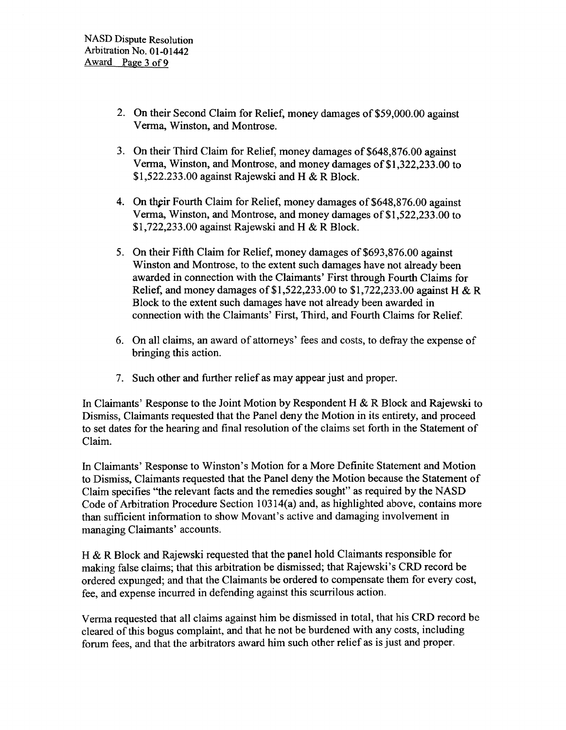2. On their Second Claim for Relief, money damages of $59,000.00 against Verma, Winston, and Montrose.

3. On their Third Claim for Relief, money damages of $648,876.00 against Verma, Winston, and Montrose, and money damages of $1,322,233.00 to $1,522.233.00 against Rajewski and H & R Block.

4. On their Fourth Claim for Relief, money damages of $648,876.00 against Verma, Winston, and Montrose, and money damages of $1,522,233.00 to $1,722,233.00 against Rajewski and H & R Block.

5. On their Fifth Claim for Relief, money damages of $693,876.00 against Winston and Montrose, to the extent such damages have not already been awarded in connection with the Claimants' First through Fourth Claims for Relief, and money damages of $1,522,233.00 to $1,722,233.00 against H & R Block to the extent such damages have not already been awarded in connection with the Claimants' First, Third, and Fourth Claims for Relief.

6. On all claims, an award of attorneys' fees and costs, to defray the expense of bringing this action.

7. Such other and further relief as may appear just and proper.

In Claimants' Response to the Joint Motion by Respondent H & R Block and Rajewski to Dismiss, Claimants requested that the Panel deny the Motion in its entirety, and proceed to set dates for the hearing and final resolution of the claims set forth in the Statement of Claim.

In Claimants' Response to Winston's Motion for a More Definite Statement and Motion to Dismiss, Claimants requested that the Panel deny the Motion because the Statement of Claim specifies "the relevant facts and the remedies sought" as required by the NASD Code of Arbitration Procedure Section 10314(a) and, as highlighted above, contains more than sufficient information to show Movant's active and damaging involvement in managing Claimants' accounts.

H & R Block and Rajewski requested that the panel hold Claimants responsible for making false claims; that this arbitration be dismissed; that Rajewski's CRD record be ordered expunged; and that the Claimants be ordered to compensate them for every cost, fee, and expense incurred in defending against this scurrilous action.

Verma requested that all claims against him be dismissed in total, that his CRD record be cleared of this bogus complaint, and that he not be burdened with any costs, including forum fees, and that the arbitrators award him such other relief as is just and proper.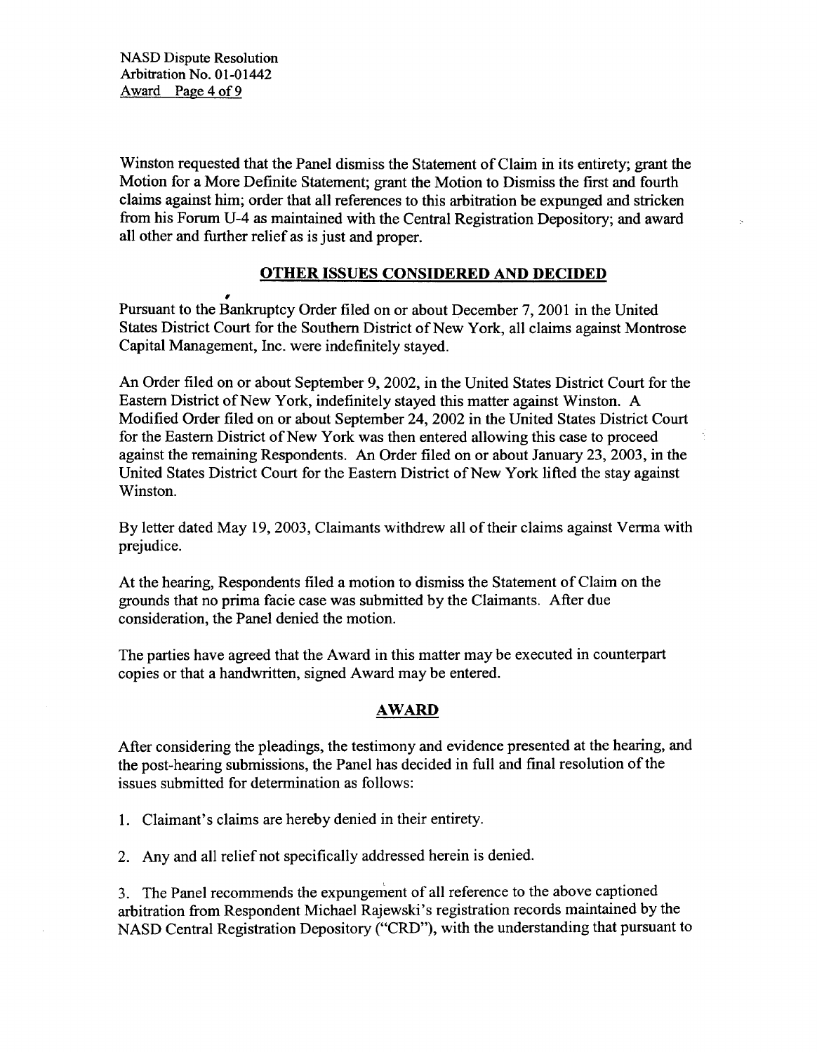Winston requested that the Panel dismiss the Statement of Claim in its entirety; grant the Motion for a More Definite Statement; grant the Motion to Dismiss the first and fourth claims against him; order that all references to this arbitration be expunged and stricken from his Forum U-4 as maintained with the Central Registration Depository; and award all other and further relief as is just and proper.

## OTHER ISSUES CONSIDERED AND DECIDED

Pursuant to the Bankruptcy Order filed on or about December 7, 2001 in the United States District Court for the Southern District of New York, all claims against Montrose Capital Management, Inc. were indefinitely stayed.

An Order filed on or about September 9, 2002, in the United States District Court for the Eastern District of New York, indefinitely stayed this matter against Winston. A Modified Order filed on or about September 24, 2002 in the United States District Court for the Eastern District of New York was then entered allowing this case to proceed against the remaining Respondents. An Order filed on or about January 23, 2003, in the United States District Court for the Eastern District of New York lifted the stay against Winston.

By letter dated May 19, 2003, Claimants withdrew all of their claims against Verma with prejudice.

At the hearing, Respondents filed a motion to dismiss the Statement of Claim on the grounds that no prima facie case was submitted by the Claimants. After due consideration, the Panel denied the motion.

The parties have agreed that the Award in this matter may be executed in counterpart copies or that a handwritten, signed Award may be entered.

## AWARD

After considering the pleadings, the testimony and evidence presented at the hearing, and the post-hearing submissions, the Panel has decided in full and final resolution of the issues submitted for determination as follows:

1. Claimant's claims are hereby denied in their entirety.

2. Any and all relief not specifically addressed herein is denied.

3. The Panel recommends the expungement of all reference to the above captioned arbitration from Respondent Michael Rajewski's registration records maintained by the NASD Central Registration Depository ("CRD"), with the understanding that pursuant to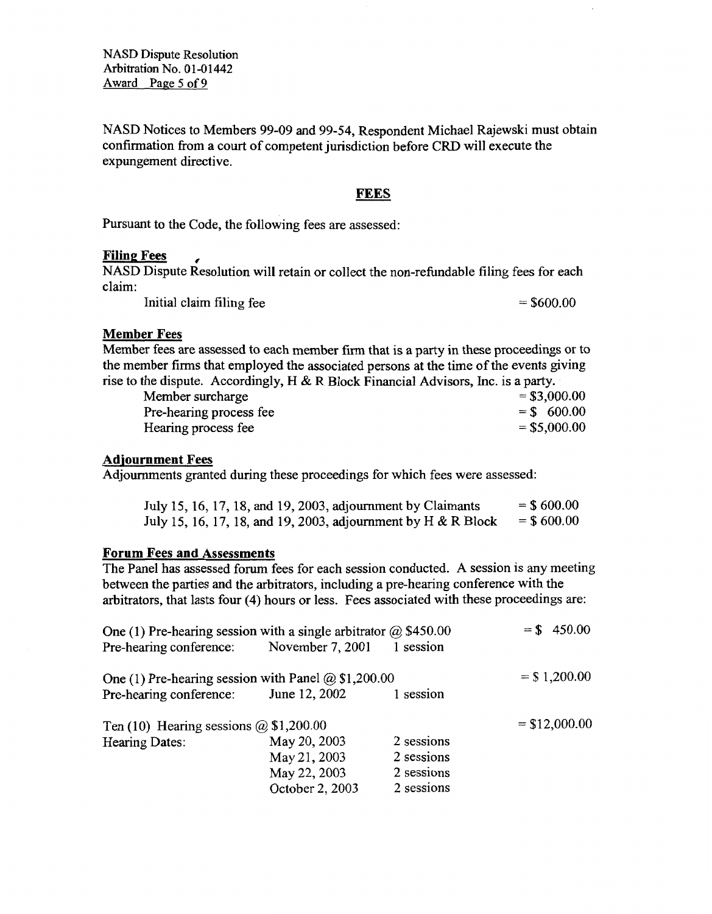NASD Notices to Members 99-09 and 99-54, Respondent Michael Rajewski must obtain confirmation from a court of competent jurisdiction before CRD will execute the expungement directive.

## FEES

Pursuant to the Code, the following fees are assessed:

**Filing Fees**

NASD Dispute Resolution will retain or collect the non-refundable filing fees for each claim:

| | |
|---|---|
| Initial claim filing fee | = $600.00 |

**Member Fees**

Member fees are assessed to each member firm that is a party in these proceedings or to the member firms that employed the associated persons at the time of the events giving rise to the dispute. Accordingly, H & R Block Financial Advisors, Inc. is a party.

| | |
|---|---|
| Member surcharge | = $3,000.00 |
| Pre-hearing process fee | = $ 600.00 |
| Hearing process fee | = $5,000.00 |

**Adjournment Fees**

Adjournments granted during these proceedings for which fees were assessed:

| | |
|---|---|
| July 15, 16, 17, 18, and 19, 2003, adjournment by Claimants | = $ 600.00 |
| July 15, 16, 17, 18, and 19, 2003, adjournment by H & R Block | = $ 600.00 |

**Forum Fees and Assessments**

The Panel has assessed forum fees for each session conducted. A session is any meeting between the parties and the arbitrators, including a pre-hearing conference with the arbitrators, that lasts four (4) hours or less. Fees associated with these proceedings are:

| | | | |
|---|---|---|---|
| One (1) Pre-hearing session with a single arbitrator @ $450.00 | | | = $ 450.00 |
| Pre-hearing conference: | November 7, 2001 | 1 session | |
| One (1) Pre-hearing session with Panel @ $1,200.00 | | | = $ 1,200.00 |
| Pre-hearing conference: | June 12, 2002 | 1 session | |
| Ten (10) Hearing sessions @ $1,200.00 | | | = $12,000.00 |
| Hearing Dates: | May 20, 2003 | 2 sessions | |
| | May 21, 2003 | 2 sessions | |
| | May 22, 2003 | 2 sessions | |
| | October 2, 2003 | 2 sessions | |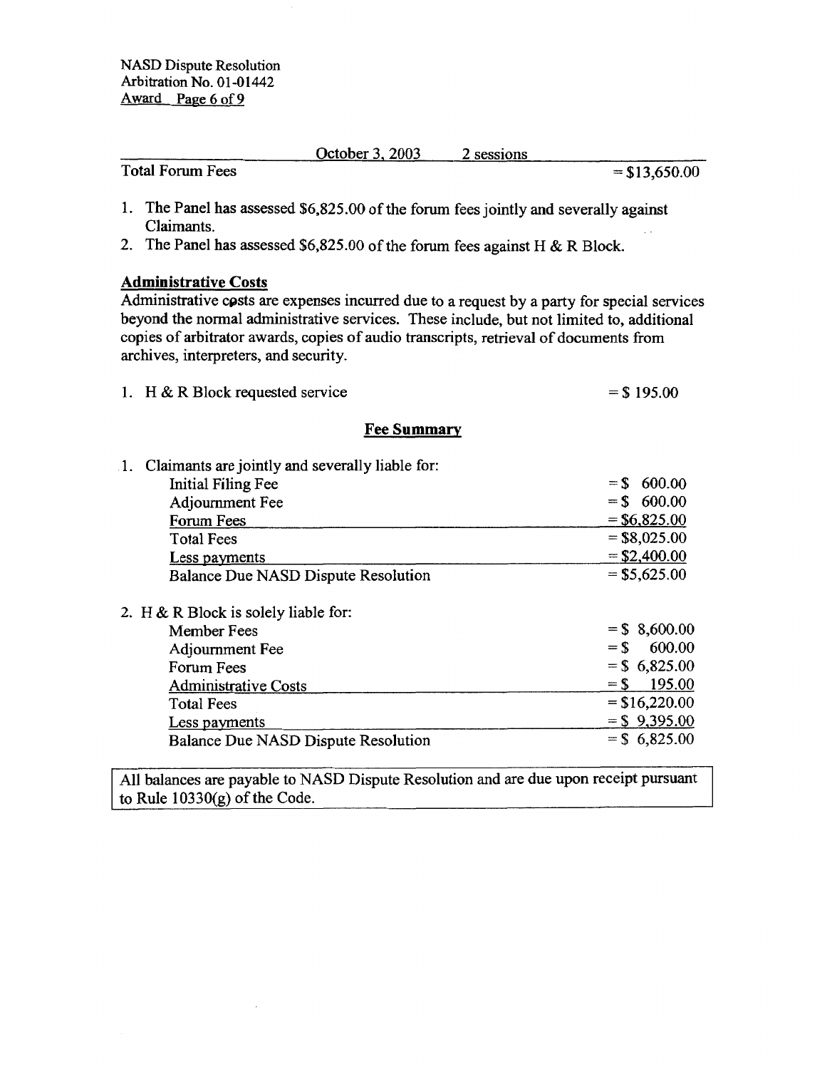| | October 3, 2003 | 2 sessions | |
|---|---|---|---|
| Total Forum Fees | | | = $13,650.00 |

1. The Panel has assessed $6,825.00 of the forum fees jointly and severally against Claimants.
2. The Panel has assessed $6,825.00 of the forum fees against H & R Block.

**Administrative Costs**

Administrative costs are expenses incurred due to a request by a party for special services beyond the normal administrative services. These include, but not limited to, additional copies of arbitrator awards, copies of audio transcripts, retrieval of documents from archives, interpreters, and security.

1. H & R Block requested service = $ 195.00

**Fee Summary**

1. Claimants are jointly and severally liable for:

| | |
|---|---|
| Initial Filing Fee | = $ 600.00 |
| Adjournment Fee | = $ 600.00 |
| Forum Fees | = $6,825.00 |
| Total Fees | = $8,025.00 |
| Less payments | = $2,400.00 |
| Balance Due NASD Dispute Resolution | = $5,625.00 |

2. H & R Block is solely liable for:

| | |
|---|---|
| Member Fees | = $ 8,600.00 |
| Adjournment Fee | = $ 600.00 |
| Forum Fees | = $ 6,825.00 |
| Administrative Costs | = $ 195.00 |
| Total Fees | = $16,220.00 |
| Less payments | = $ 9,395.00 |
| Balance Due NASD Dispute Resolution | = $ 6,825.00 |

All balances are payable to NASD Dispute Resolution and are due upon receipt pursuant to Rule 10330(g) of the Code.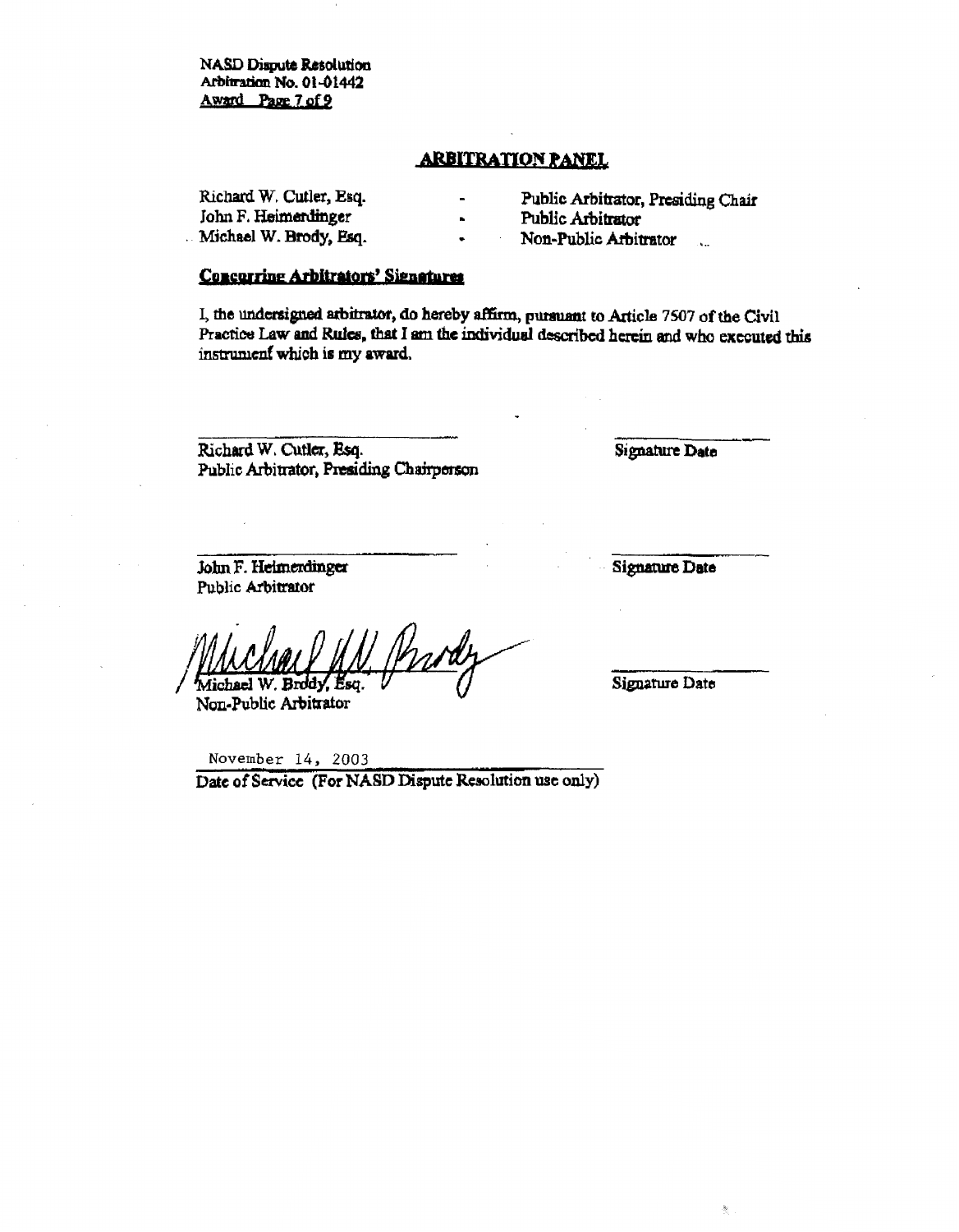## ARBITRATION PANEL

Richard W. Cutler, Esq. - Public Arbitrator, Presiding Chair
John F. Heimerdinger - Public Arbitrator
Michael W. Brody, Esq. - Non-Public Arbitrator

**Concurring Arbitrators' Signatures**

I, the undersigned arbitrator, do hereby affirm, pursuant to Article 7507 of the Civil Practice Law and Rules, that I am the individual described herein and who executed this instrument which is my award.

\_\_\_\_\_\_\_\_\_\_\_\_\_\_\_\_\_\_\_\_\_\_\_\_
Richard W. Cutler, Esq.
Public Arbitrator, Presiding Chairperson

\_\_\_\_\_\_\_\_\_\_\_\_
Signature Date

\_\_\_\_\_\_\_\_\_\_\_\_\_\_\_\_\_\_\_\_\_\_\_\_
John F. Heimerdinger
Public Arbitrator

\_\_\_\_\_\_\_\_\_\_\_\_
Signature Date

Michael W. Brody
Michael W. Brody, Esq.
Non-Public Arbitrator

\_\_\_\_\_\_\_\_\_\_\_\_
Signature Date

November 14, 2003
Date of Service (For NASD Dispute Resolution use only)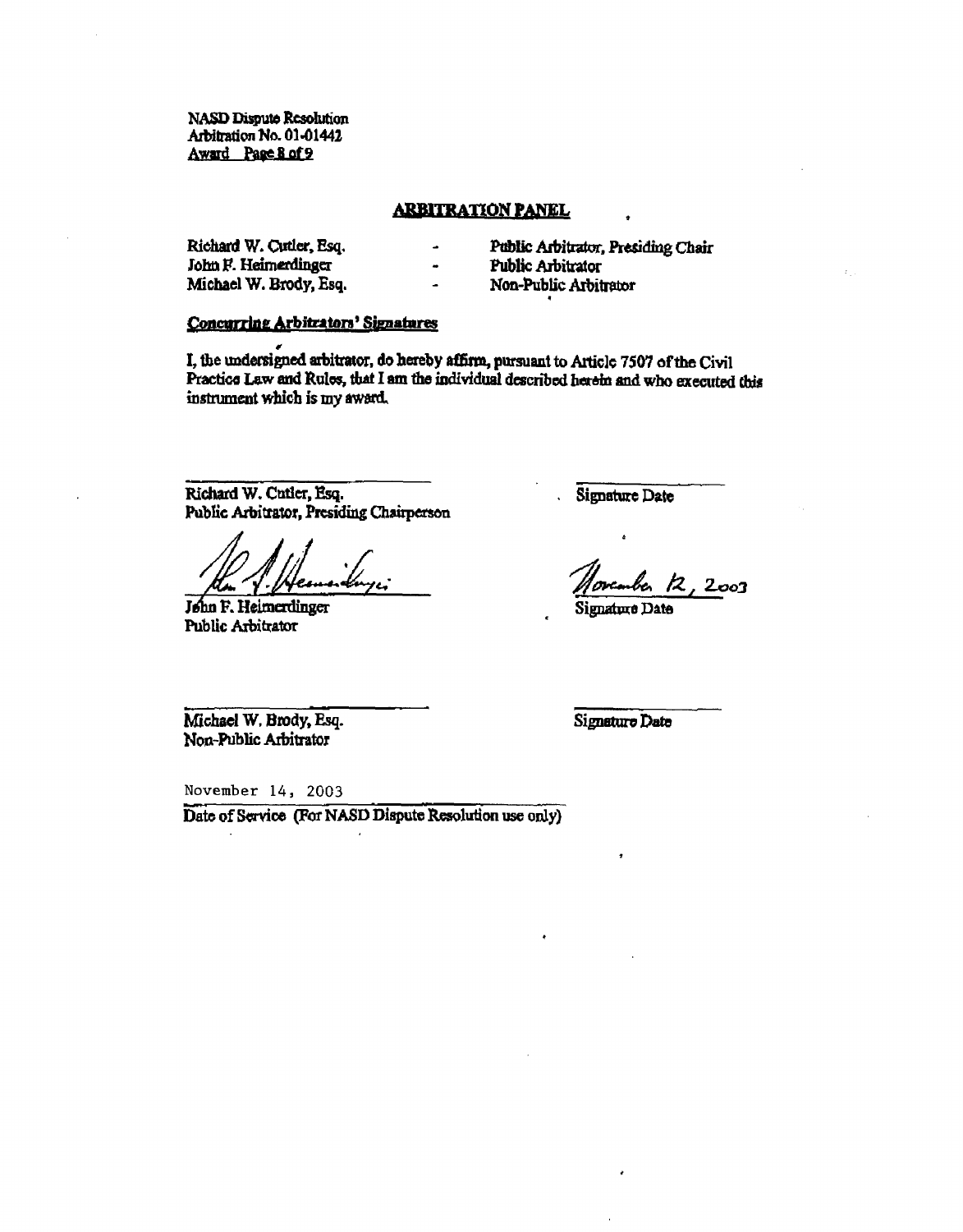NASD Dispute Resolution
Arbitration No. 01-01442

## ARBITRATION PANEL

| | | |
|---|---|---|
| Richard W. Cutler, Esq. | - | Public Arbitrator, Presiding Chair |
| John F. Heimerdinger | - | Public Arbitrator |
| Michael W. Brody, Esq. | - | Non-Public Arbitrator |

**Concurring Arbitrators' Signatures**

I, the undersigned arbitrator, do hereby affirm, pursuant to Article 7507 of the Civil Practice Law and Rules, that I am the individual described herein and who executed this instrument which is my award.

Richard W. Cutler, Esq.
Public Arbitrator, Presiding Chairperson

Signature Date

John F. Heimerdinger
Public Arbitrator

November 12, 2003
Signature Date

Michael W. Brody, Esq.
Non-Public Arbitrator

Signature Date

November 14, 2003
Date of Service (For NASD Dispute Resolution use only)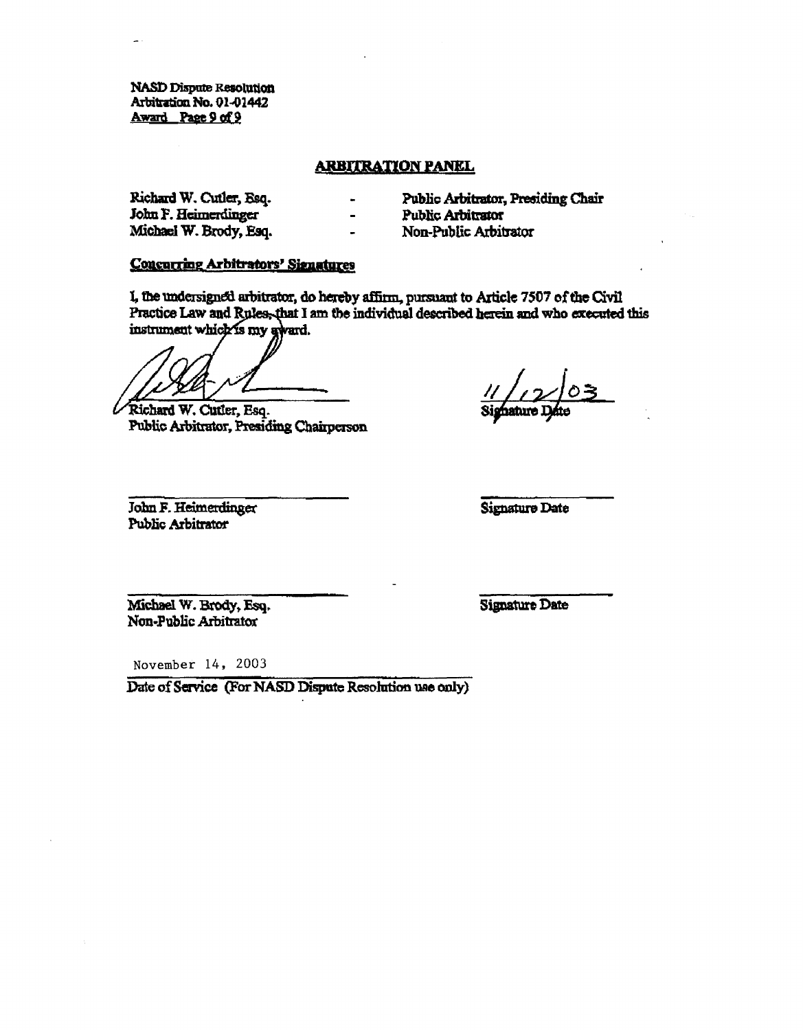NASD Dispute Resolution
Arbitration No. 01-01442
Award

## ARBITRATION PANEL

| | | |
|---|---|---|
| Richard W. Cutler, Esq. | - | Public Arbitrator, Presiding Chair |
| John F. Heimerdinger | - | Public Arbitrator |
| Michael W. Brody, Esq. | - | Non-Public Arbitrator |

**Concurring Arbitrators' Signatures**

I, the undersigned arbitrator, do hereby affirm, pursuant to Article 7507 of the Civil Practice Law and Rules, that I am the individual described herein and who executed this instrument which is my award.

Richard W. Cutler, Esq.
Public Arbitrator, Presiding Chairperson

11/12/03
Signature Date

John F. Heimerdinger
Public Arbitrator

Signature Date

Michael W. Brody, Esq.
Non-Public Arbitrator

Signature Date

November 14, 2003

Date of Service (For NASD Dispute Resolution use only)